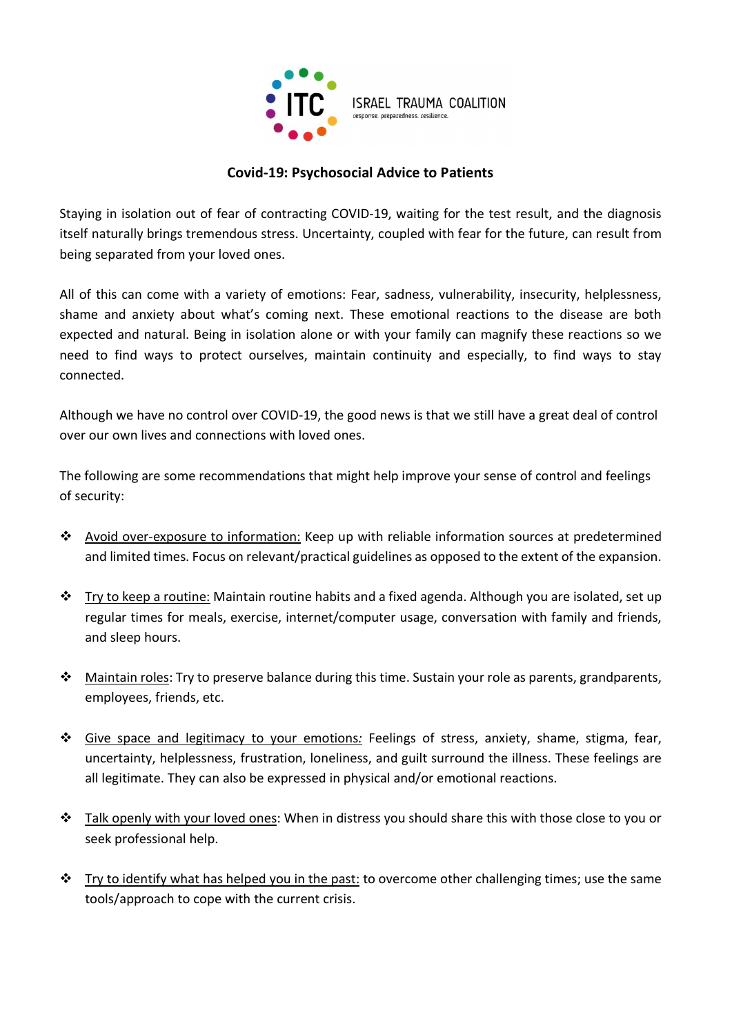ISRAEL TRAUMA COALITION

response. preparedness. resilience.

## Covid-19: Psychosocial Advice to Patients

Staying in isolation out of fear of contracting COVID-19, waiting for the test result, and the diagnosis itself naturally brings tremendous stress. Uncertainty, coupled with fear for the future, can result from being separated from your loved ones.

All of this can come with a variety of emotions: Fear, sadness, vulnerability, insecurity, helplessness, shame and anxiety about what's coming next. These emotional reactions to the disease are both expected and natural. Being in isolation alone or with your family can magnify these reactions so we need to find ways to protect ourselves, maintain continuity and especially, to find ways to stay connected.

Although we have no control over COVID-19, the good news is that we still have a great deal of control over our own lives and connections with loved ones.

The following are some recommendations that might help improve your sense of control and feelings of security:

- <u>Avoid over-exposure to information:</u> Keep up with reliable information sources at predetermined and limited times. Focus on relevant/practical guidelines as opposed to the extent of the expansion.

- <u>Try to keep a routine:</u> Maintain routine habits and a fixed agenda. Although you are isolated, set up regular times for meals, exercise, internet/computer usage, conversation with family and friends, and sleep hours.

- <u>Maintain roles</u>: Try to preserve balance during this time. Sustain your role as parents, grandparents, employees, friends, etc.

- <u>Give space and legitimacy to your emotions</u>*:* Feelings of stress, anxiety, shame, stigma, fear, uncertainty, helplessness, frustration, loneliness, and guilt surround the illness. These feelings are all legitimate. They can also be expressed in physical and/or emotional reactions.

- <u>Talk openly with your loved ones</u>: When in distress you should share this with those close to you or seek professional help.

- <u>Try to identify what has helped you in the past:</u> to overcome other challenging times; use the same tools/approach to cope with the current crisis.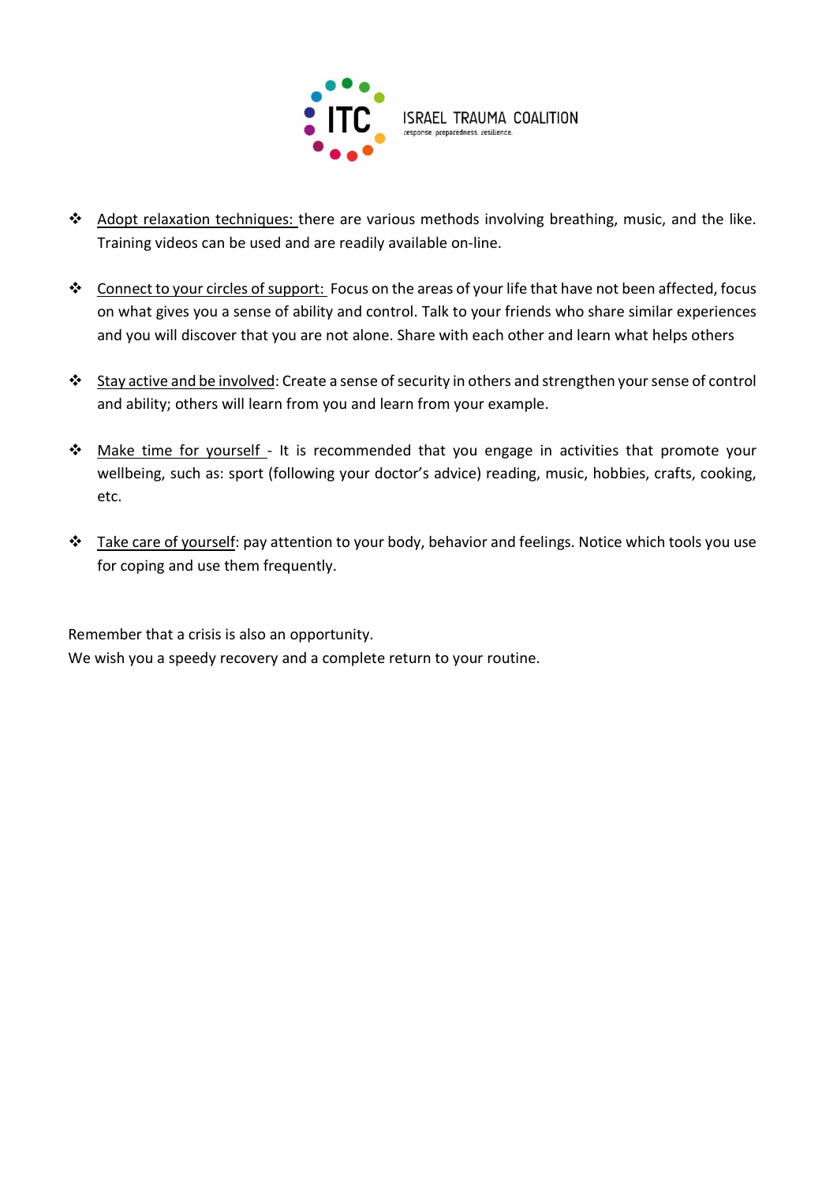ISRAEL TRAUMA COALITION

response. preparedness. resilience.

- Adopt relaxation techniques: there are various methods involving breathing, music, and the like. Training videos can be used and are readily available on-line.

- Connect to your circles of support: Focus on the areas of your life that have not been affected, focus on what gives you a sense of ability and control. Talk to your friends who share similar experiences and you will discover that you are not alone. Share with each other and learn what helps others

- Stay active and be involved: Create a sense of security in others and strengthen your sense of control and ability; others will learn from you and learn from your example.

- Make time for yourself - It is recommended that you engage in activities that promote your wellbeing, such as: sport (following your doctor's advice) reading, music, hobbies, crafts, cooking, etc.

- Take care of yourself: pay attention to your body, behavior and feelings. Notice which tools you use for coping and use them frequently.

Remember that a crisis is also an opportunity.
We wish you a speedy recovery and a complete return to your routine.